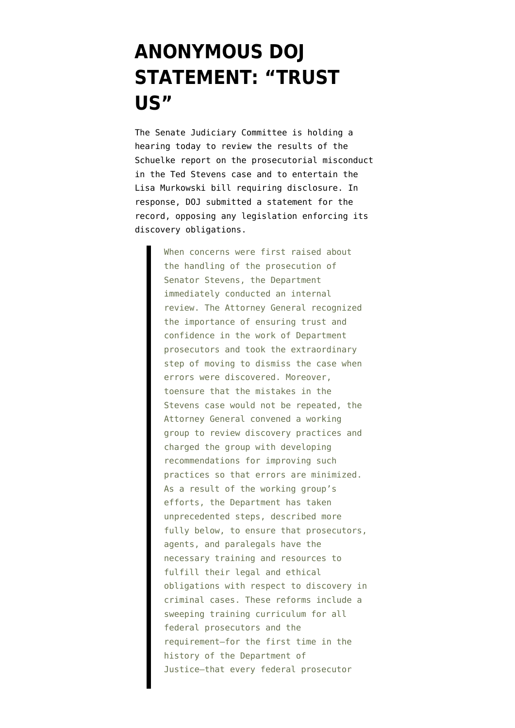# ANONYMOUS DOJ STATEMENT: "TRUST US"

The Senate Judiciary Committee is holding a hearing today to review the results of the Schuelke report on the prosecutorial misconduct in the Ted Stevens case and to entertain the Lisa Murkowski bill requiring disclosure. In response, DOJ submitted a statement for the record, opposing any legislation enforcing its discovery obligations.

> When concerns were first raised about the handling of the prosecution of Senator Stevens, the Department immediately conducted an internal review. The Attorney General recognized the importance of ensuring trust and confidence in the work of Department prosecutors and took the extraordinary step of moving to dismiss the case when errors were discovered. Moreover, toensure that the mistakes in the Stevens case would not be repeated, the Attorney General convened a working group to review discovery practices and charged the group with developing recommendations for improving such practices so that errors are minimized. As a result of the working group's efforts, the Department has taken unprecedented steps, described more fully below, to ensure that prosecutors, agents, and paralegals have the necessary training and resources to fulfill their legal and ethical obligations with respect to discovery in criminal cases. These reforms include a sweeping training curriculum for all federal prosecutors and the requirement—for the first time in the history of the Department of Justice—that every federal prosecutor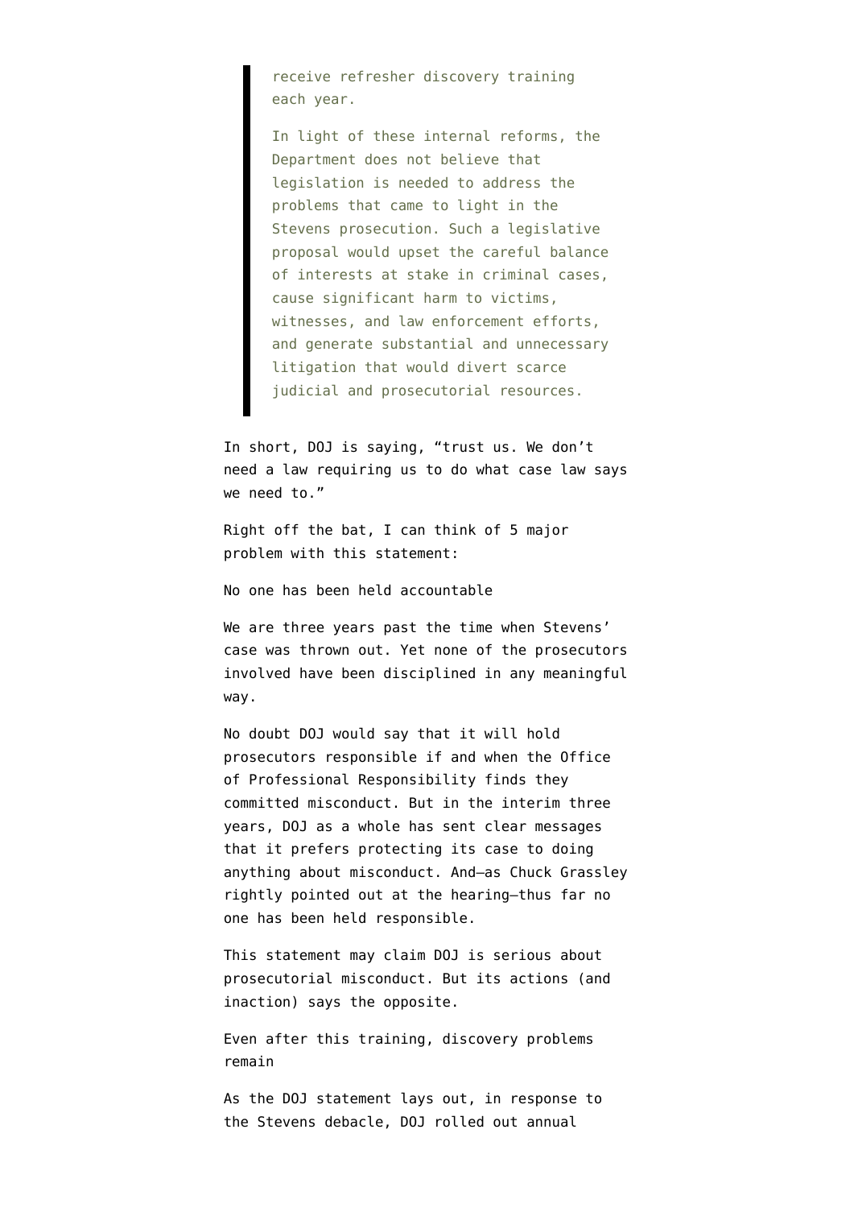> receive refresher discovery training each year.
>
> In light of these internal reforms, the Department does not believe that legislation is needed to address the problems that came to light in the Stevens prosecution. Such a legislative proposal would upset the careful balance of interests at stake in criminal cases, cause significant harm to victims, witnesses, and law enforcement efforts, and generate substantial and unnecessary litigation that would divert scarce judicial and prosecutorial resources.

In short, DOJ is saying, "trust us. We don't need a law requiring us to do what case law says we need to."

Right off the bat, I can think of 5 major problem with this statement:

No one has been held accountable

We are three years past the time when Stevens' case was thrown out. Yet none of the prosecutors involved have been disciplined in any meaningful way.

No doubt DOJ would say that it will hold prosecutors responsible if and when the Office of Professional Responsibility finds they committed misconduct. But in the interim three years, DOJ as a whole has sent clear messages that it prefers protecting its case to doing anything about misconduct. And—as Chuck Grassley rightly pointed out at the hearing—thus far no one has been held responsible.

This statement may claim DOJ is serious about prosecutorial misconduct. But its actions (and inaction) says the opposite.

Even after this training, discovery problems remain

As the DOJ statement lays out, in response to the Stevens debacle, DOJ rolled out annual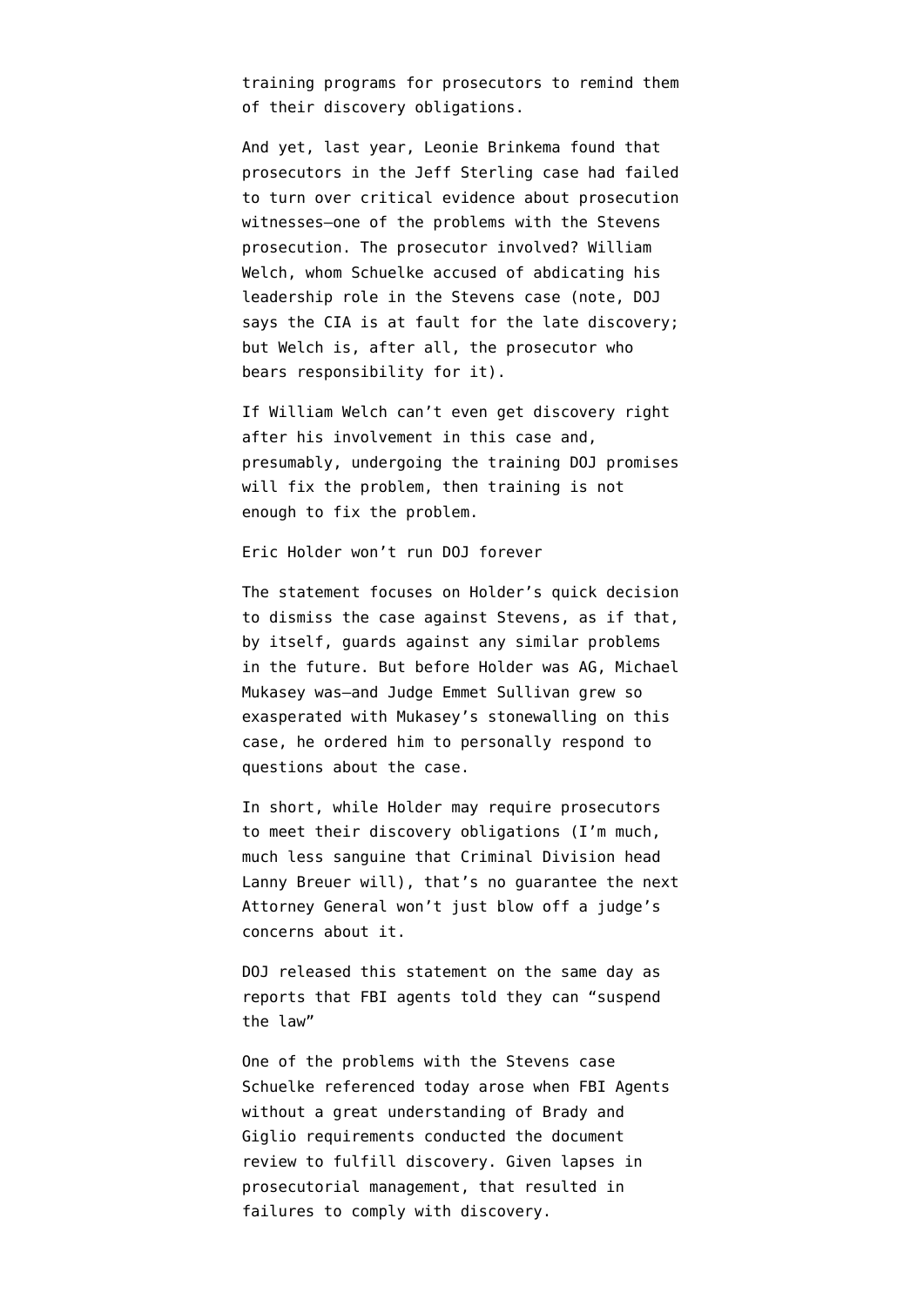training programs for prosecutors to remind them of their discovery obligations.

And yet, last year, Leonie Brinkema found that prosecutors in the Jeff Sterling case had failed to turn over critical evidence about prosecution witnesses–one of the problems with the Stevens prosecution. The prosecutor involved? William Welch, whom Schuelke accused of abdicating his leadership role in the Stevens case (note, DOJ says the CIA is at fault for the late discovery; but Welch is, after all, the prosecutor who bears responsibility for it).

If William Welch can't even get discovery right after his involvement in this case and, presumably, undergoing the training DOJ promises will fix the problem, then training is not enough to fix the problem.

## Eric Holder won't run DOJ forever

The statement focuses on Holder's quick decision to dismiss the case against Stevens, as if that, by itself, guards against any similar problems in the future. But before Holder was AG, Michael Mukasey was–and Judge Emmet Sullivan grew so exasperated with Mukasey's stonewalling on this case, he ordered him to personally respond to questions about the case.

In short, while Holder may require prosecutors to meet their discovery obligations (I'm much, much less sanguine that Criminal Division head Lanny Breuer will), that's no guarantee the next Attorney General won't just blow off a judge's concerns about it.

## DOJ released this statement on the same day as reports that FBI agents told they can "suspend the law"

One of the problems with the Stevens case Schuelke referenced today arose when FBI Agents without a great understanding of Brady and Giglio requirements conducted the document review to fulfill discovery. Given lapses in prosecutorial management, that resulted in failures to comply with discovery.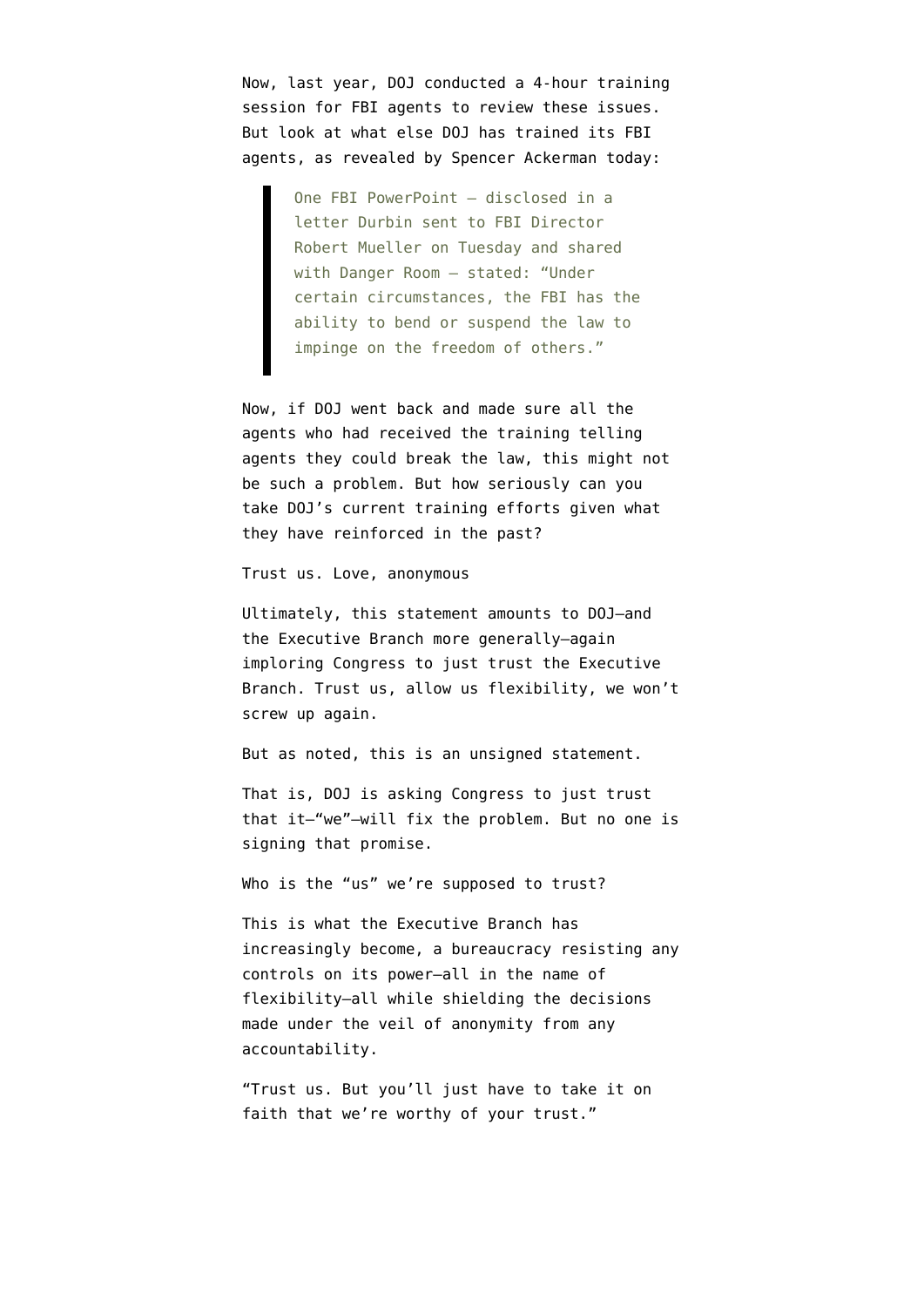Now, last year, DOJ conducted a 4-hour training session for FBI agents to review these issues. But look at what else DOJ has trained its FBI agents, as revealed by Spencer Ackerman today:

> One FBI PowerPoint — disclosed in a letter Durbin sent to FBI Director Robert Mueller on Tuesday and shared with Danger Room — stated: "Under certain circumstances, the FBI has the ability to bend or suspend the law to impinge on the freedom of others."

Now, if DOJ went back and made sure all the agents who had received the training telling agents they could break the law, this might not be such a problem. But how seriously can you take DOJ's current training efforts given what they have reinforced in the past?

Trust us. Love, anonymous

Ultimately, this statement amounts to DOJ—and the Executive Branch more generally—again imploring Congress to just trust the Executive Branch. Trust us, allow us flexibility, we won't screw up again.

But as noted, this is an unsigned statement.

That is, DOJ is asking Congress to just trust that it—"we"—will fix the problem. But no one is signing that promise.

Who is the "us" we're supposed to trust?

This is what the Executive Branch has increasingly become, a bureaucracy resisting any controls on its power—all in the name of flexibility—all while shielding the decisions made under the veil of anonymity from any accountability.

"Trust us. But you'll just have to take it on faith that we're worthy of your trust."